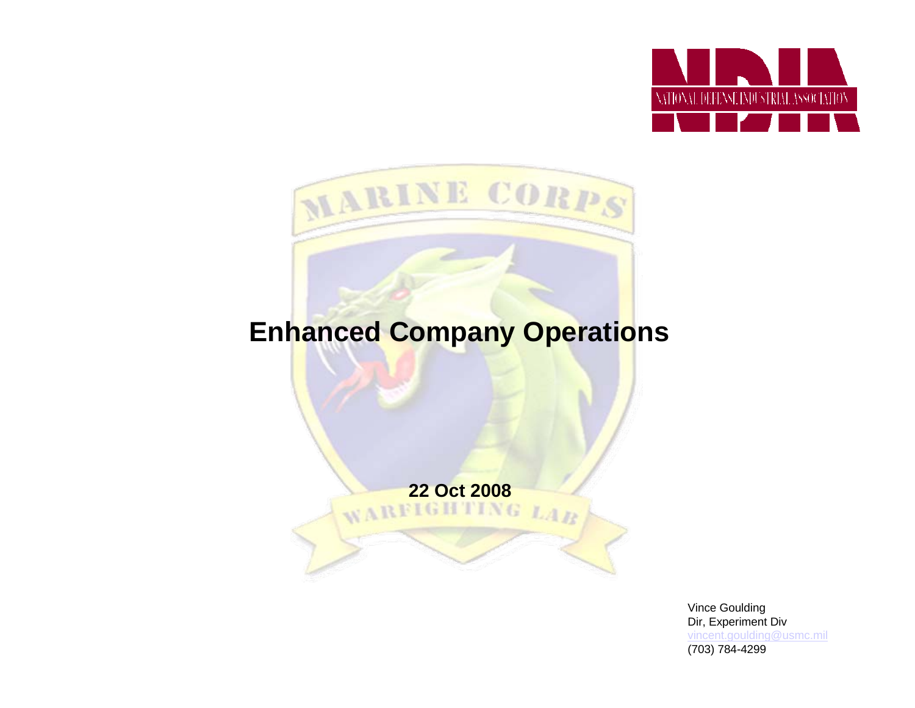# Enhanced Company Operations

**22 Oct 2008**

Vince Goulding
Dir, Experiment Div
vincent.goulding@usmc.mil
(703) 784-4299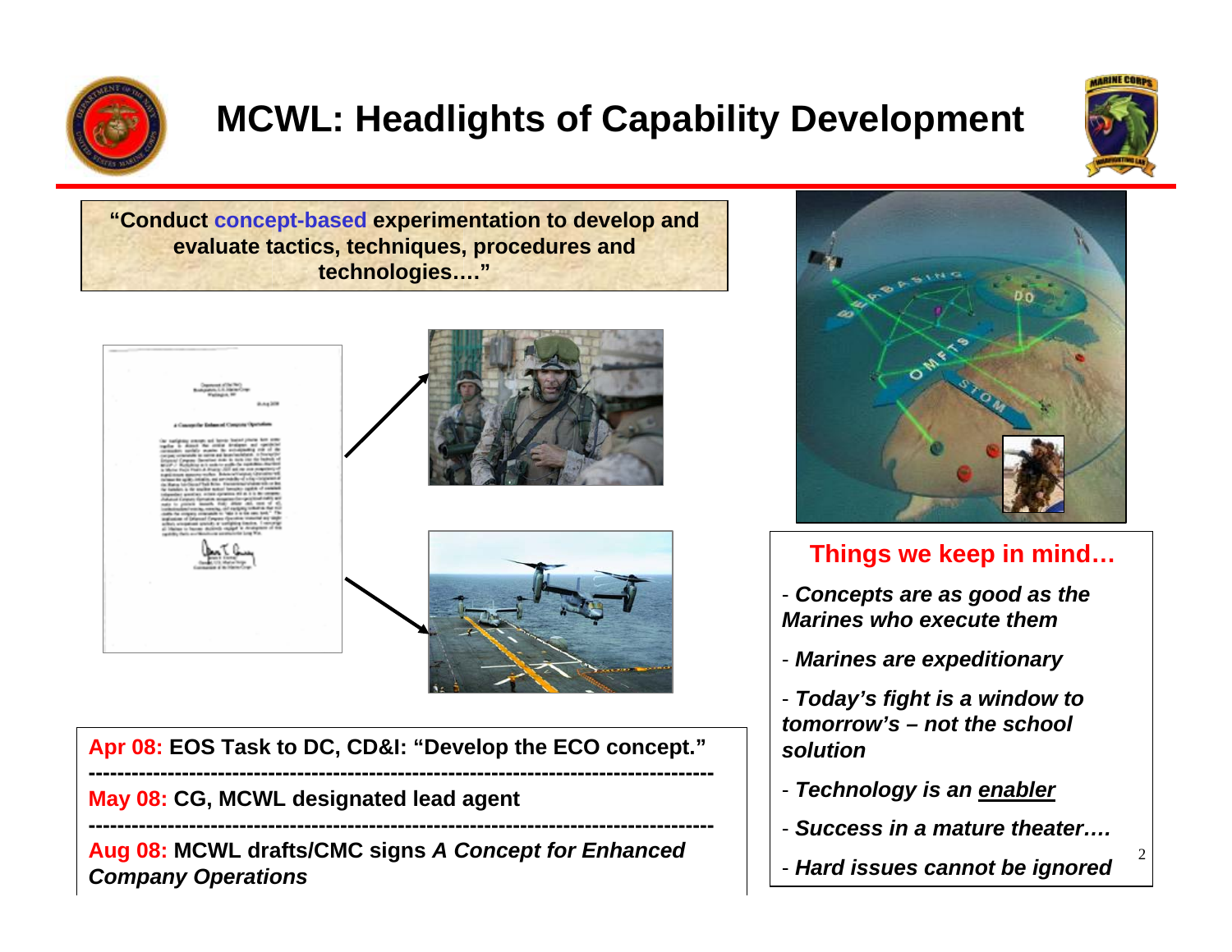# MCWL: Headlights of Capability Development

**"Conduct concept-based experimentation to develop and evaluate tactics, techniques, procedures and technologies…."**

**Apr 08:** **EOS Task to DC, CD&I: "Develop the ECO concept."**

---

**May 08:** **CG, MCWL designated lead agent**

---

**Aug 08:** **MCWL drafts/CMC signs *A Concept for Enhanced Company Operations***

## Things we keep in mind…

- ***Concepts are as good as the Marines who execute them***
- ***Marines are expeditionary***
- ***Today's fight is a window to tomorrow's – not the school solution***
- ***Technology is an enabler***
- ***Success in a mature theater….***
- ***Hard issues cannot be ignored***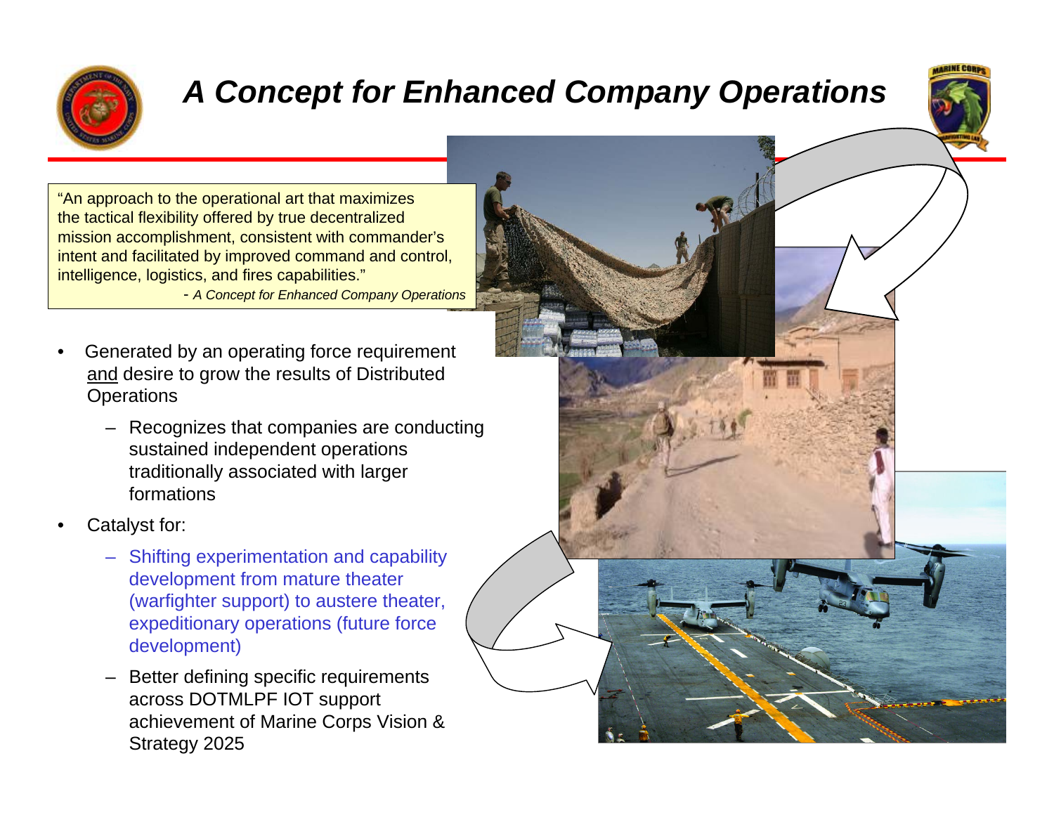# *A Concept for Enhanced Company Operations*

"An approach to the operational art that maximizes the tactical flexibility offered by true decentralized mission accomplishment, consistent with commander's intent and facilitated by improved command and control, intelligence, logistics, and fires capabilities."

\- *A Concept for Enhanced Company Operations*

- Generated by an operating force requirement <u>and</u> desire to grow the results of Distributed Operations
  - Recognizes that companies are conducting sustained independent operations traditionally associated with larger formations
- Catalyst for:
  - Shifting experimentation and capability development from mature theater (warfighter support) to austere theater, expeditionary operations (future force development)
  - Better defining specific requirements across DOTMLPF IOT support achievement of Marine Corps Vision & Strategy 2025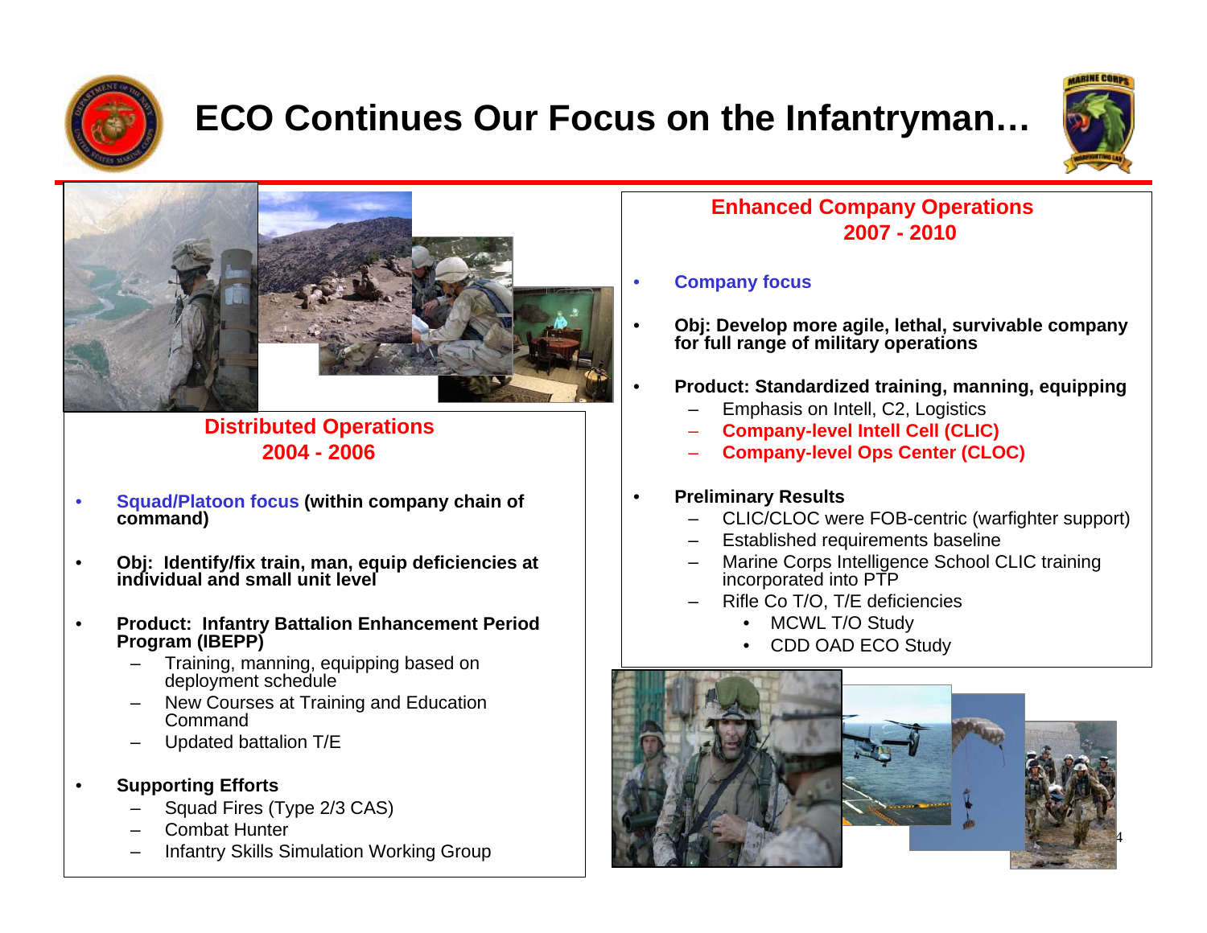# ECO Continues Our Focus on the Infantryman…

## Distributed Operations 2004 - 2006

- **Squad/Platoon focus (within company chain of command)**
- **Obj: Identify/fix train, man, equip deficiencies at individual and small unit level**
- **Product: Infantry Battalion Enhancement Period Program (IBEPP)**
  - Training, manning, equipping based on deployment schedule
  - New Courses at Training and Education Command
  - Updated battalion T/E
- **Supporting Efforts**
  - Squad Fires (Type 2/3 CAS)
  - Combat Hunter
  - Infantry Skills Simulation Working Group

## Enhanced Company Operations 2007 - 2010

- **Company focus**
- **Obj: Develop more agile, lethal, survivable company for full range of military operations**
- **Product: Standardized training, manning, equipping**
  - Emphasis on Intell, C2, Logistics
  - **Company-level Intell Cell (CLIC)**
  - **Company-level Ops Center (CLOC)**
- **Preliminary Results**
  - CLIC/CLOC were FOB-centric (warfighter support)
  - Established requirements baseline
  - Marine Corps Intelligence School CLIC training incorporated into PTP
  - Rifle Co T/O, T/E deficiencies
    - MCWL T/O Study
    - CDD OAD ECO Study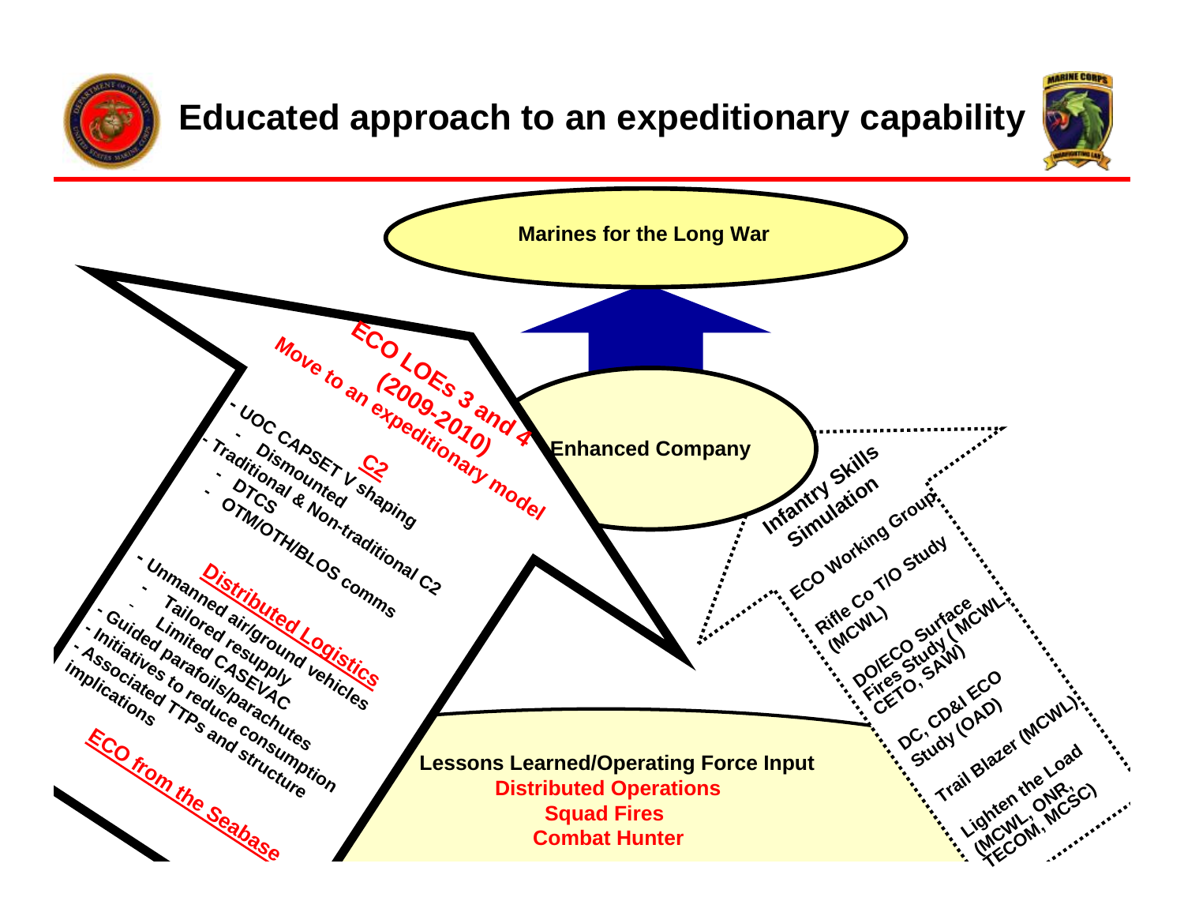# Educated approach to an expeditionary capability

**Marines for the Long War**

**Enhanced Company**

**ECO LOEs 3 and 4 (2009-2010)**

**Move to an expeditionary model**

**C2**

- UOC CAPSET V shaping
  - Dismounted
- Traditional & Non-traditional C2
  - DTCS
  - OTM/OTH/BLOS comms

**Distributed Logistics**

- Unmanned air/ground vehicles
  - Tailored resupply
  - Limited CASEVAC
- Guided parafoils/parachutes
- Initiatives to reduce consumption
- Associated TTPs and structure implications

**ECO from the Seabase**

**Lessons Learned/Operating Force Input**

**Distributed Operations**

**Squad Fires**

**Combat Hunter**

- Infantry Skills Simulation
- ECO Working Group
- Rifle Co T/O Study (MCWL)
- DO/ECO Surface Fires Study (MCWL, CETO, SAW)
- DC, CD&I ECO Study (OAD)
- Trail Blazer (MCWL)
- Lighten the Load (MCWL, ONR, TECOM, MCSC)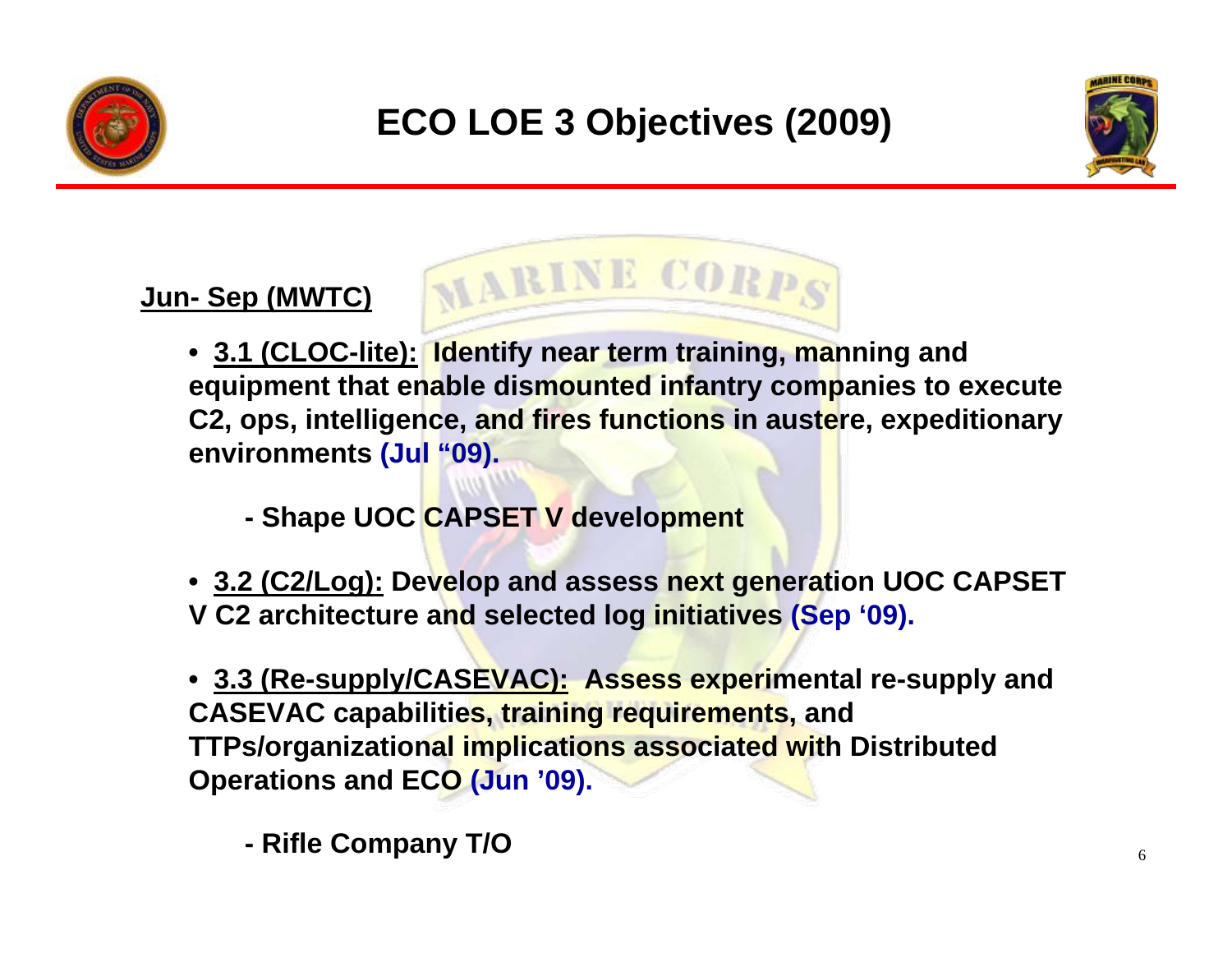# ECO LOE 3 Objectives (2009)

**Jun- Sep (MWTC)**

- **3.1 (CLOC-lite): Identify near term training, manning and equipment that enable dismounted infantry companies to execute C2, ops, intelligence, and fires functions in austere, expeditionary environments (Jul "09).**

  **- Shape UOC CAPSET V development**

- **3.2 (C2/Log): Develop and assess next generation UOC CAPSET V C2 architecture and selected log initiatives (Sep '09).**

- **3.3 (Re-supply/CASEVAC): Assess experimental re-supply and CASEVAC capabilities, training requirements, and TTPs/organizational implications associated with Distributed Operations and ECO (Jun '09).**

  **- Rifle Company T/O**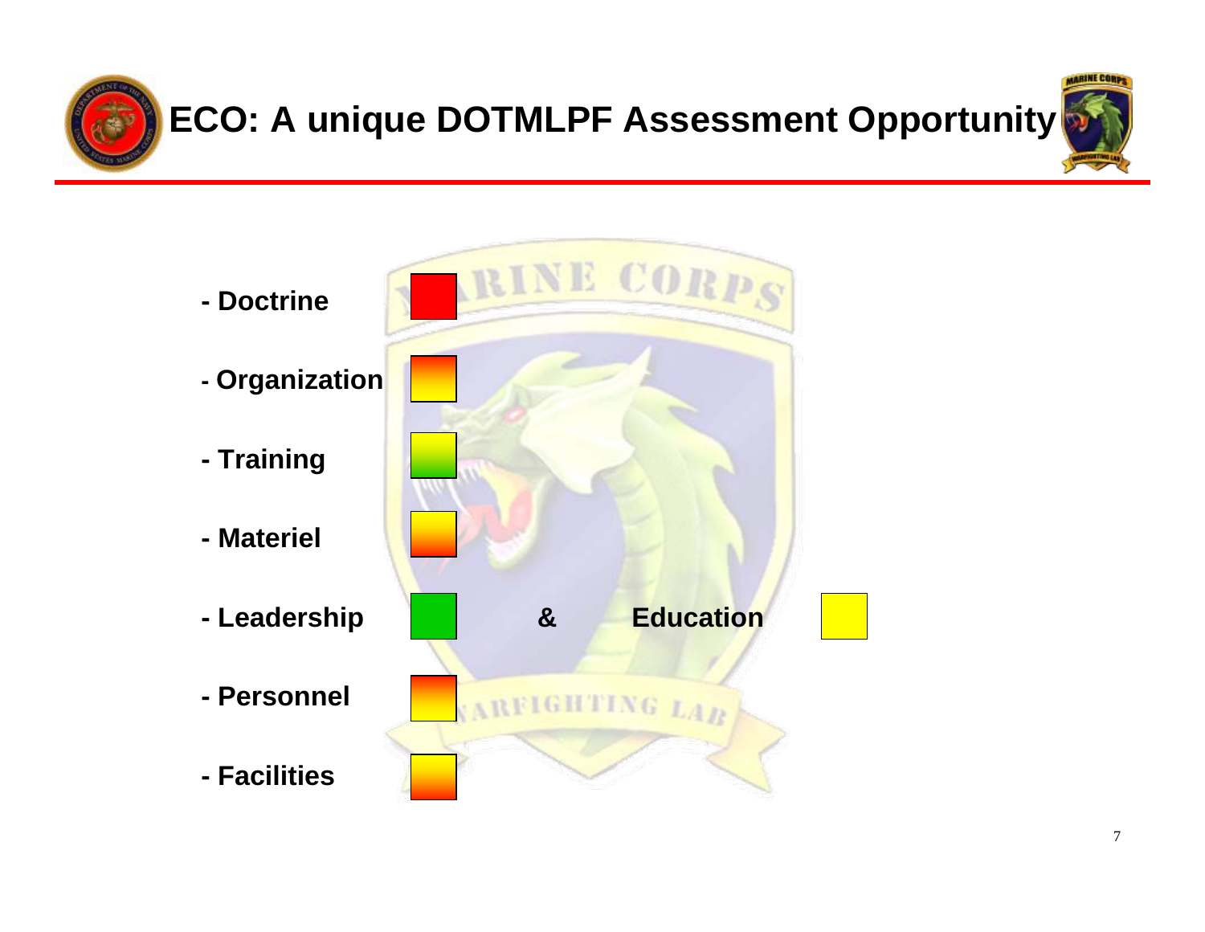# ECO: A unique DOTMLPF Assessment Opportunity

- Doctrine
- Organization
- Training
- Materiel
- Leadership & Education
- Personnel
- Facilities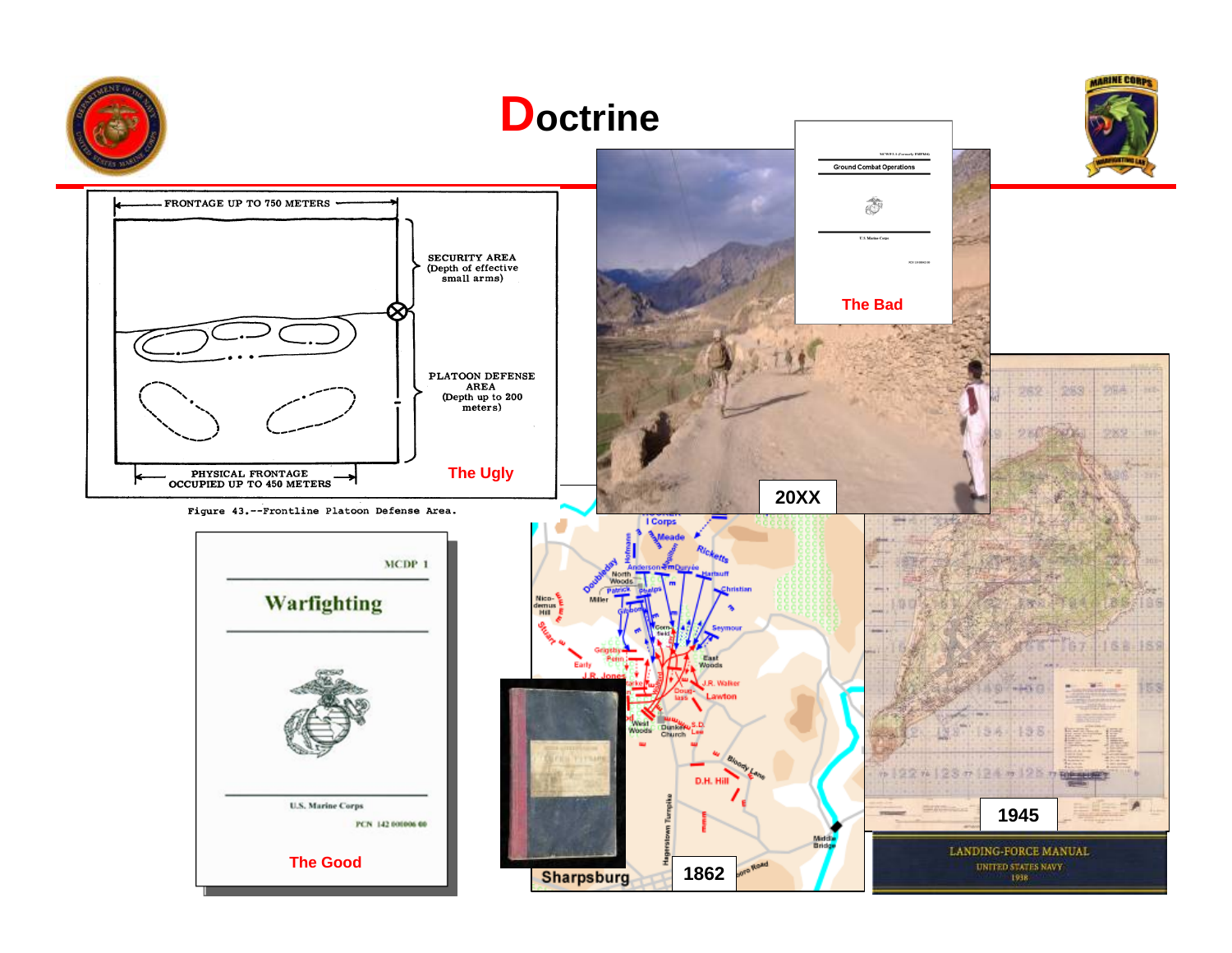# Doctrine

FRONTAGE UP TO 750 METERS

SECURITY AREA (Depth of effective small arms)

PLATOON DEFENSE AREA (Depth up to 200 meters)

PHYSICAL FRONTAGE OCCUPIED UP TO 450 METERS

The Ugly

Figure 43.--Frontline Platoon Defense Area.

MCWP 3-1 (Formerly FMFM 6)

Ground Combat Operations

U.S. Marine Corps

The Bad

20XX

MCDP 1

Warfighting

U.S. Marine Corps

PCN 142 000006 00

The Good

Sharpsburg

1862

1945

LANDING-FORCE MANUAL

UNITED STATES NAVY

1938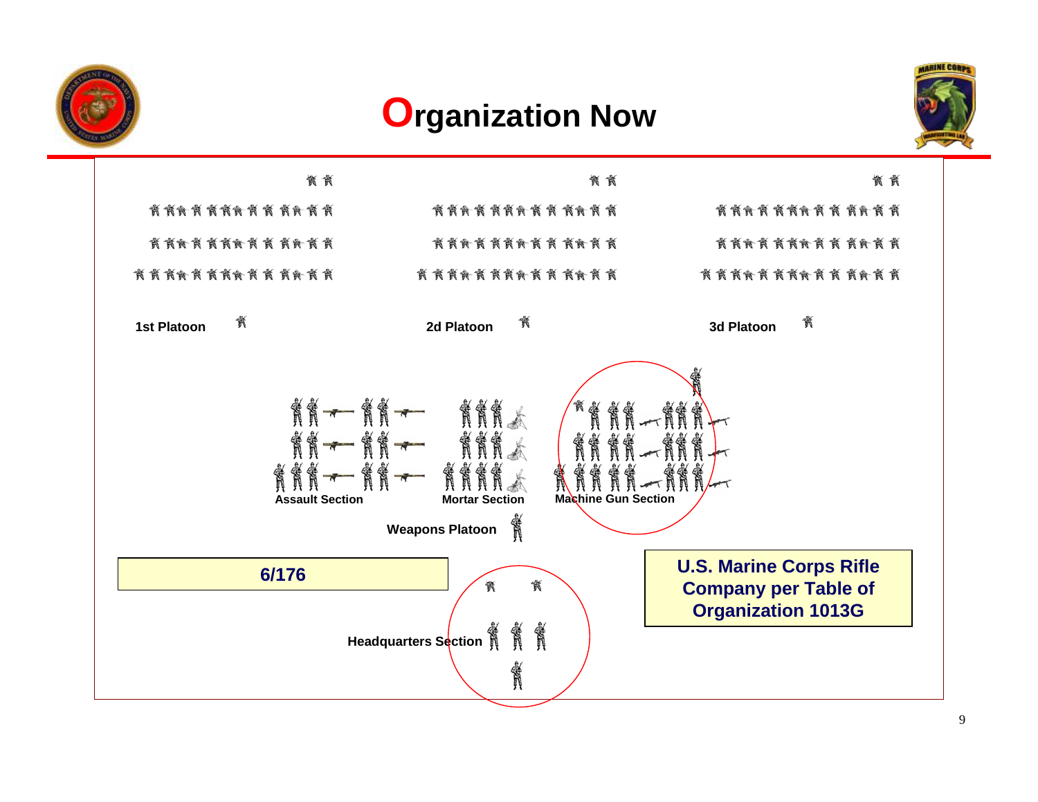# Organization Now

1st Platoon

2d Platoon

3d Platoon

Assault Section

Mortar Section

Machine Gun Section

Weapons Platoon

6/176

Headquarters Section

**U.S. Marine Corps Rifle Company per Table of Organization 1013G**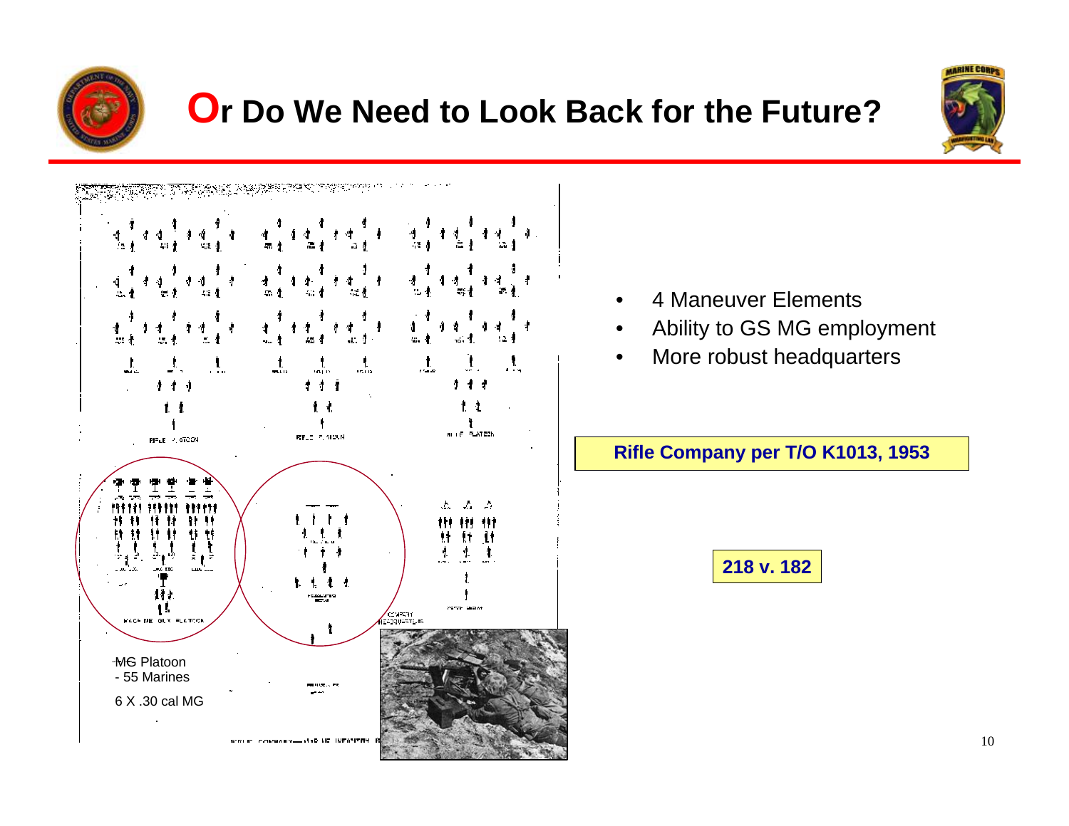# Or Do We Need to Look Back for the Future?

MG Platoon
- 55 Marines

6 X .30 cal MG

- 4 Maneuver Elements
- Ability to GS MG employment
- More robust headquarters

**Rifle Company per T/O K1013, 1953**

**218 v. 182**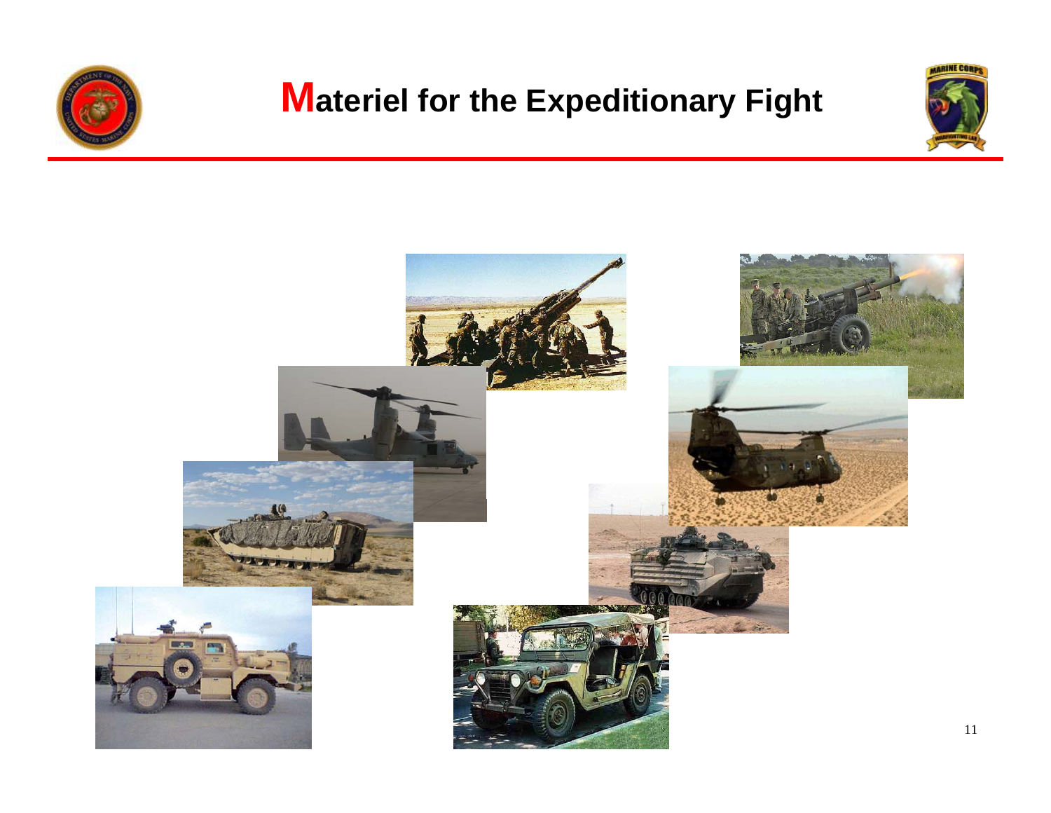# Materiel for the Expeditionary Fight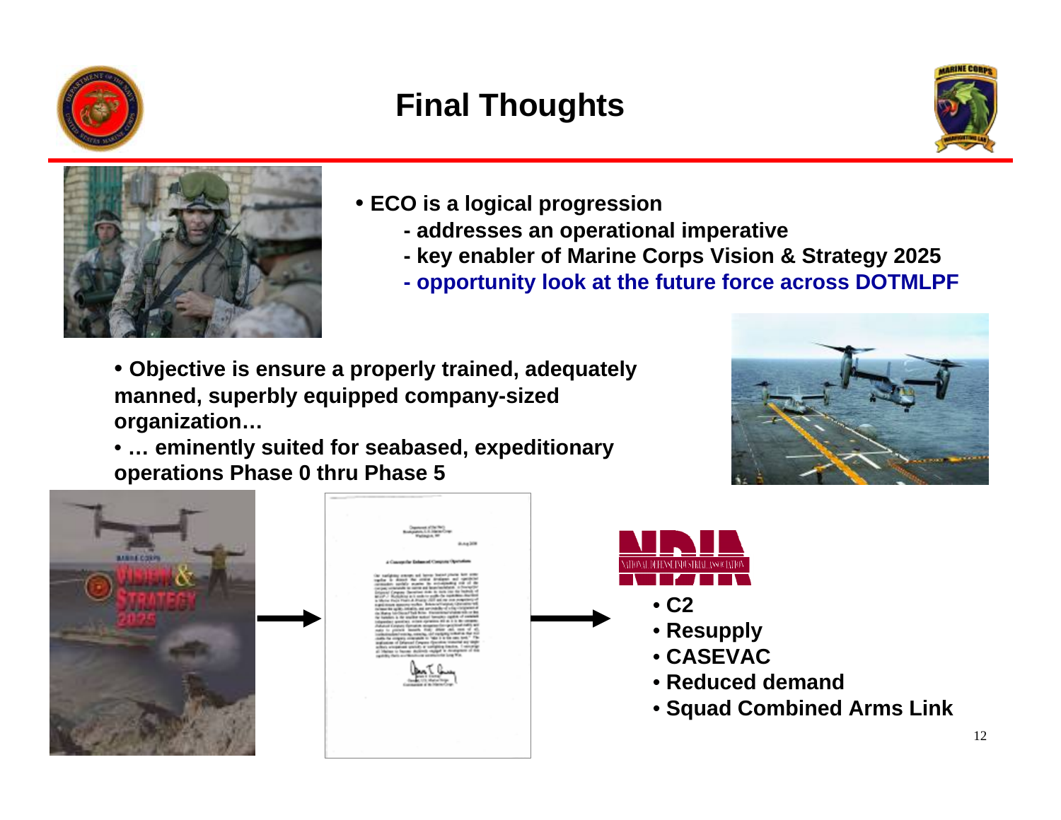# Final Thoughts

- **ECO is a logical progression**
  - **- addresses an operational imperative**
  - **- key enabler of Marine Corps Vision & Strategy 2025**
  - **- opportunity look at the future force across DOTMLPF**

- **Objective is ensure a properly trained, adequately manned, superbly equipped company-sized organization…**
- **… eminently suited for seabased, expeditionary operations Phase 0 thru Phase 5**

- **C2**
- **Resupply**
- **CASEVAC**
- **Reduced demand**
- **Squad Combined Arms Link**